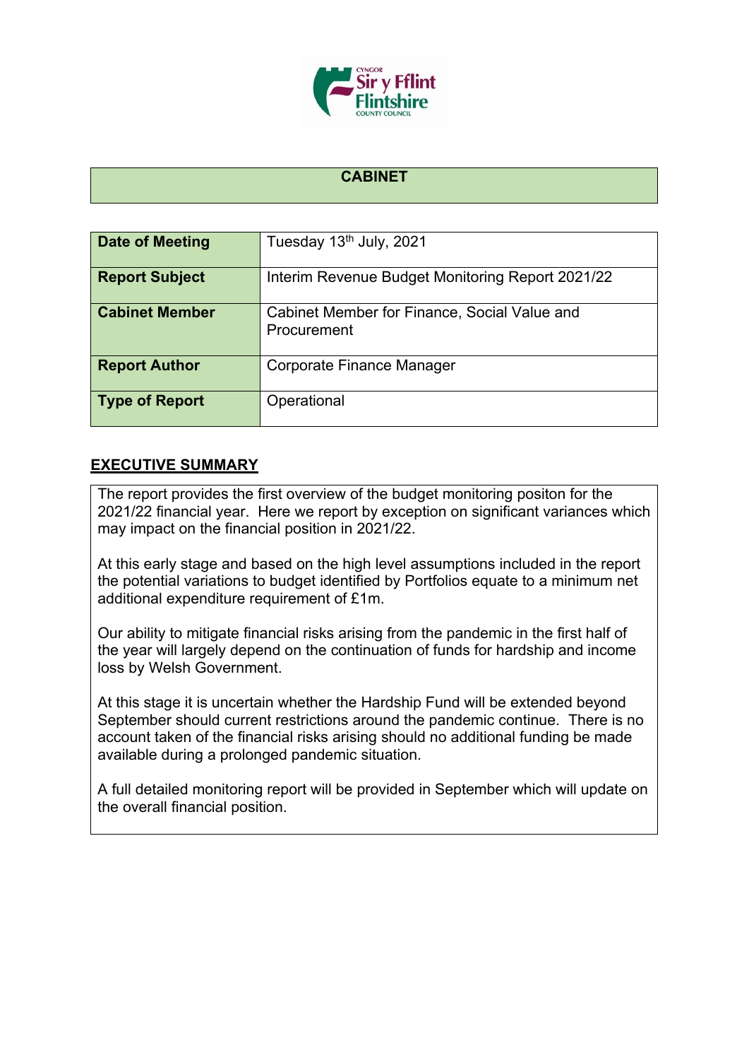## CABINET

| Date of Meeting | Tuesday 13th July, 2021 |
|---|---|
| Report Subject | Interim Revenue Budget Monitoring Report 2021/22 |
| Cabinet Member | Cabinet Member for Finance, Social Value and Procurement |
| Report Author | Corporate Finance Manager |
| Type of Report | Operational |

## EXECUTIVE SUMMARY

The report provides the first overview of the budget monitoring positon for the 2021/22 financial year. Here we report by exception on significant variances which may impact on the financial position in 2021/22.

At this early stage and based on the high level assumptions included in the report the potential variations to budget identified by Portfolios equate to a minimum net additional expenditure requirement of £1m.

Our ability to mitigate financial risks arising from the pandemic in the first half of the year will largely depend on the continuation of funds for hardship and income loss by Welsh Government.

At this stage it is uncertain whether the Hardship Fund will be extended beyond September should current restrictions around the pandemic continue. There is no account taken of the financial risks arising should no additional funding be made available during a prolonged pandemic situation.

A full detailed monitoring report will be provided in September which will update on the overall financial position.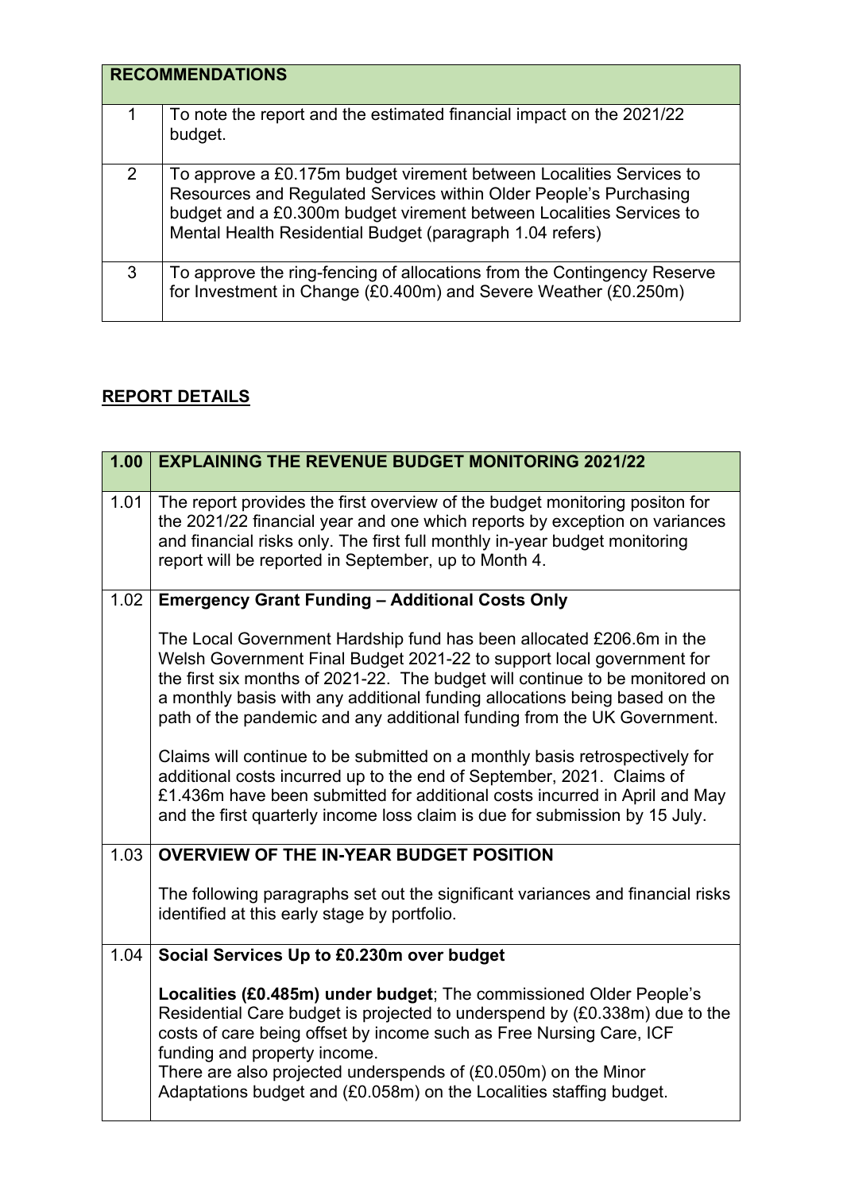| RECOMMENDATIONS | |
|---|---|
| 1 | To note the report and the estimated financial impact on the 2021/22 budget. |
| 2 | To approve a £0.175m budget virement between Localities Services to Resources and Regulated Services within Older People's Purchasing budget and a £0.300m budget virement between Localities Services to Mental Health Residential Budget (paragraph 1.04 refers) |
| 3 | To approve the ring-fencing of allocations from the Contingency Reserve for Investment in Change (£0.400m) and Severe Weather (£0.250m) |

## REPORT DETAILS

| 1.00 | EXPLAINING THE REVENUE BUDGET MONITORING 2021/22 |
|---|---|
| 1.01 | The report provides the first overview of the budget monitoring positon for the 2021/22 financial year and one which reports by exception on variances and financial risks only. The first full monthly in-year budget monitoring report will be reported in September, up to Month 4. |
| 1.02 | **Emergency Grant Funding – Additional Costs Only**<br><br>The Local Government Hardship fund has been allocated £206.6m in the Welsh Government Final Budget 2021-22 to support local government for the first six months of 2021-22. The budget will continue to be monitored on a monthly basis with any additional funding allocations being based on the path of the pandemic and any additional funding from the UK Government.<br><br>Claims will continue to be submitted on a monthly basis retrospectively for additional costs incurred up to the end of September, 2021. Claims of £1.436m have been submitted for additional costs incurred in April and May and the first quarterly income loss claim is due for submission by 15 July. |
| 1.03 | **OVERVIEW OF THE IN-YEAR BUDGET POSITION**<br><br>The following paragraphs set out the significant variances and financial risks identified at this early stage by portfolio. |
| 1.04 | **Social Services Up to £0.230m over budget**<br><br>**Localities (£0.485m) under budget**; The commissioned Older People's Residential Care budget is projected to underspend by (£0.338m) due to the costs of care being offset by income such as Free Nursing Care, ICF funding and property income.<br>There are also projected underspends of (£0.050m) on the Minor Adaptations budget and (£0.058m) on the Localities staffing budget. |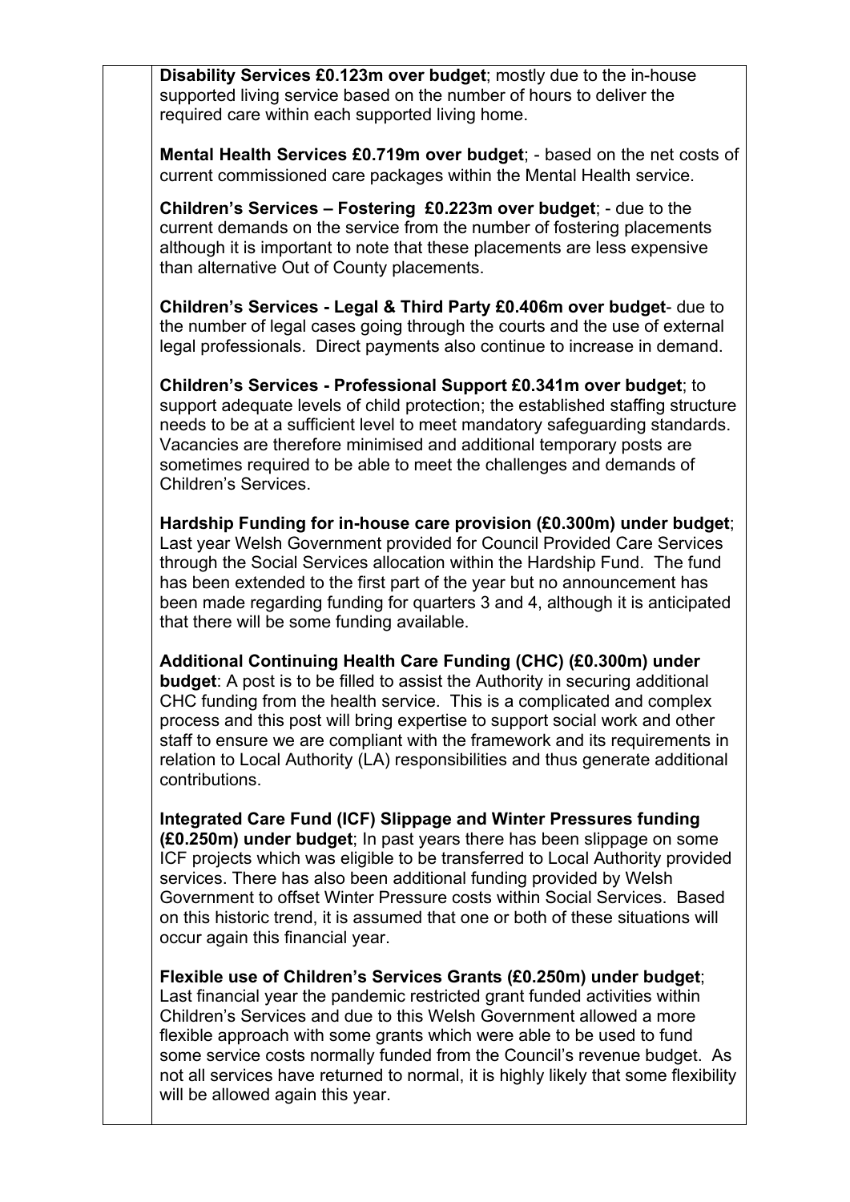**Disability Services £0.123m over budget**; mostly due to the in-house supported living service based on the number of hours to deliver the required care within each supported living home.

**Mental Health Services £0.719m over budget**; - based on the net costs of current commissioned care packages within the Mental Health service.

**Children's Services – Fostering £0.223m over budget**; - due to the current demands on the service from the number of fostering placements although it is important to note that these placements are less expensive than alternative Out of County placements.

**Children's Services - Legal & Third Party £0.406m over budget**- due to the number of legal cases going through the courts and the use of external legal professionals. Direct payments also continue to increase in demand.

**Children's Services - Professional Support £0.341m over budget**; to support adequate levels of child protection; the established staffing structure needs to be at a sufficient level to meet mandatory safeguarding standards. Vacancies are therefore minimised and additional temporary posts are sometimes required to be able to meet the challenges and demands of Children's Services.

**Hardship Funding for in-house care provision (£0.300m) under budget**; Last year Welsh Government provided for Council Provided Care Services through the Social Services allocation within the Hardship Fund. The fund has been extended to the first part of the year but no announcement has been made regarding funding for quarters 3 and 4, although it is anticipated that there will be some funding available.

**Additional Continuing Health Care Funding (CHC) (£0.300m) under budget**: A post is to be filled to assist the Authority in securing additional CHC funding from the health service. This is a complicated and complex process and this post will bring expertise to support social work and other staff to ensure we are compliant with the framework and its requirements in relation to Local Authority (LA) responsibilities and thus generate additional contributions.

**Integrated Care Fund (ICF) Slippage and Winter Pressures funding (£0.250m) under budget**; In past years there has been slippage on some ICF projects which was eligible to be transferred to Local Authority provided services. There has also been additional funding provided by Welsh Government to offset Winter Pressure costs within Social Services. Based on this historic trend, it is assumed that one or both of these situations will occur again this financial year.

**Flexible use of Children's Services Grants (£0.250m) under budget**; Last financial year the pandemic restricted grant funded activities within Children's Services and due to this Welsh Government allowed a more flexible approach with some grants which were able to be used to fund some service costs normally funded from the Council's revenue budget. As not all services have returned to normal, it is highly likely that some flexibility will be allowed again this year.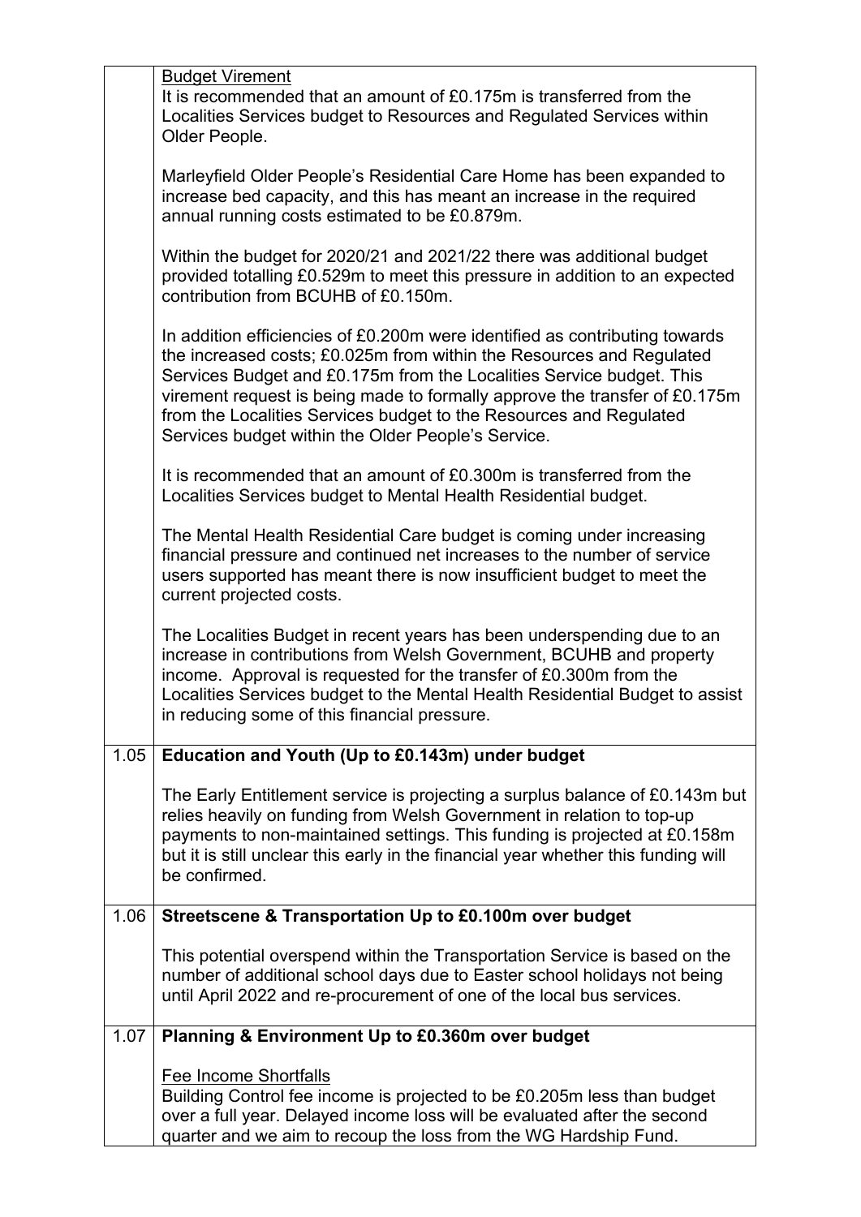|  |  |
| --- | --- |
|  | Budget Virement<br>It is recommended that an amount of £0.175m is transferred from the Localities Services budget to Resources and Regulated Services within Older People.<br><br>Marleyfield Older People's Residential Care Home has been expanded to increase bed capacity, and this has meant an increase in the required annual running costs estimated to be £0.879m.<br><br>Within the budget for 2020/21 and 2021/22 there was additional budget provided totalling £0.529m to meet this pressure in addition to an expected contribution from BCUHB of £0.150m.<br><br>In addition efficiencies of £0.200m were identified as contributing towards the increased costs; £0.025m from within the Resources and Regulated Services Budget and £0.175m from the Localities Service budget. This virement request is being made to formally approve the transfer of £0.175m from the Localities Services budget to the Resources and Regulated Services budget within the Older People's Service.<br><br>It is recommended that an amount of £0.300m is transferred from the Localities Services budget to Mental Health Residential budget.<br><br>The Mental Health Residential Care budget is coming under increasing financial pressure and continued net increases to the number of service users supported has meant there is now insufficient budget to meet the current projected costs.<br><br>The Localities Budget in recent years has been underspending due to an increase in contributions from Welsh Government, BCUHB and property income. Approval is requested for the transfer of £0.300m from the Localities Services budget to the Mental Health Residential Budget to assist in reducing some of this financial pressure. |
| 1.05 | **Education and Youth (Up to £0.143m) under budget**<br><br>The Early Entitlement service is projecting a surplus balance of £0.143m but relies heavily on funding from Welsh Government in relation to top-up payments to non-maintained settings. This funding is projected at £0.158m but it is still unclear this early in the financial year whether this funding will be confirmed. |
| 1.06 | **Streetscene & Transportation Up to £0.100m over budget**<br><br>This potential overspend within the Transportation Service is based on the number of additional school days due to Easter school holidays not being until April 2022 and re-procurement of one of the local bus services. |
| 1.07 | **Planning & Environment Up to £0.360m over budget**<br><br>Fee Income Shortfalls<br>Building Control fee income is projected to be £0.205m less than budget over a full year. Delayed income loss will be evaluated after the second quarter and we aim to recoup the loss from the WG Hardship Fund. |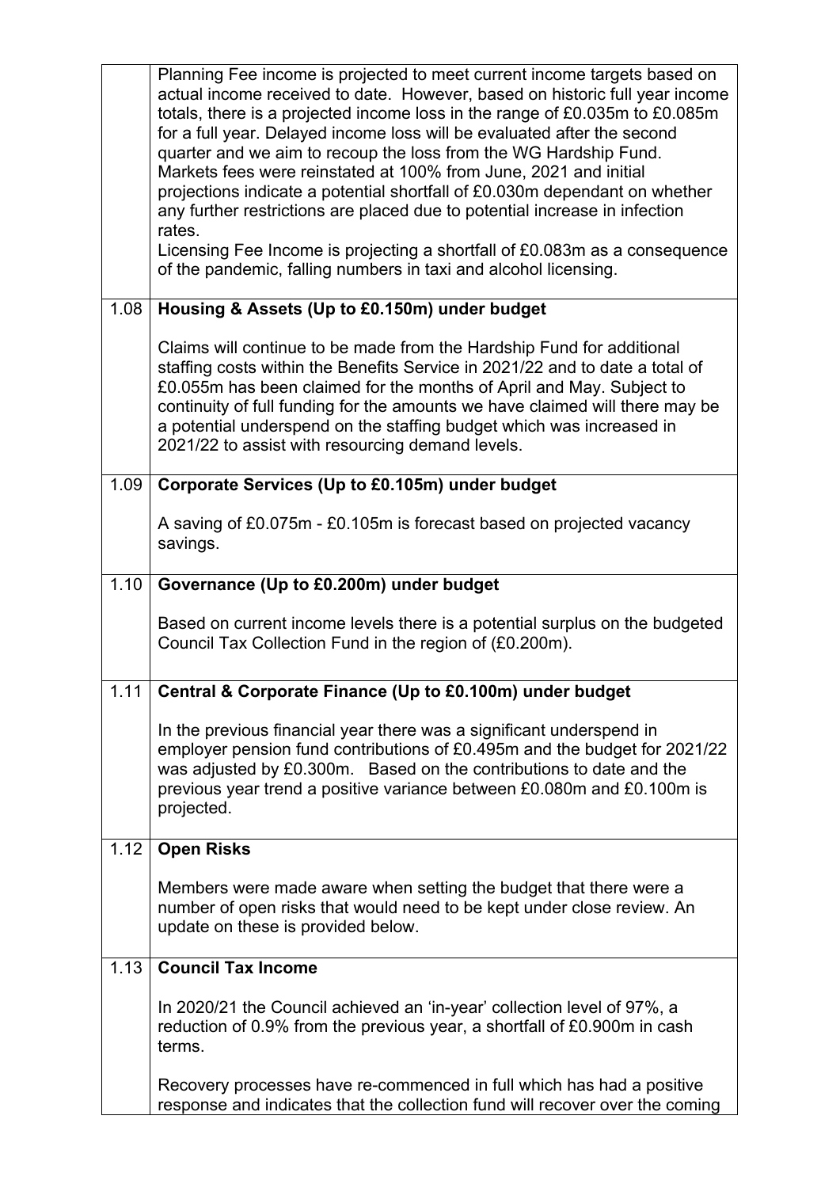| | |
|---|---|
| | Planning Fee income is projected to meet current income targets based on actual income received to date. However, based on historic full year income totals, there is a projected income loss in the range of £0.035m to £0.085m for a full year. Delayed income loss will be evaluated after the second quarter and we aim to recoup the loss from the WG Hardship Fund.<br>Markets fees were reinstated at 100% from June, 2021 and initial projections indicate a potential shortfall of £0.030m dependant on whether any further restrictions are placed due to potential increase in infection rates.<br>Licensing Fee Income is projecting a shortfall of £0.083m as a consequence of the pandemic, falling numbers in taxi and alcohol licensing. |
| 1.08 | **Housing & Assets (Up to £0.150m) under budget**<br><br>Claims will continue to be made from the Hardship Fund for additional staffing costs within the Benefits Service in 2021/22 and to date a total of £0.055m has been claimed for the months of April and May. Subject to continuity of full funding for the amounts we have claimed will there may be a potential underspend on the staffing budget which was increased in 2021/22 to assist with resourcing demand levels. |
| 1.09 | **Corporate Services (Up to £0.105m) under budget**<br><br>A saving of £0.075m - £0.105m is forecast based on projected vacancy savings. |
| 1.10 | **Governance (Up to £0.200m) under budget**<br><br>Based on current income levels there is a potential surplus on the budgeted Council Tax Collection Fund in the region of (£0.200m). |
| 1.11 | **Central & Corporate Finance (Up to £0.100m) under budget**<br><br>In the previous financial year there was a significant underspend in employer pension fund contributions of £0.495m and the budget for 2021/22 was adjusted by £0.300m. Based on the contributions to date and the previous year trend a positive variance between £0.080m and £0.100m is projected. |
| 1.12 | **Open Risks**<br><br>Members were made aware when setting the budget that there were a number of open risks that would need to be kept under close review. An update on these is provided below. |
| 1.13 | **Council Tax Income**<br><br>In 2020/21 the Council achieved an 'in-year' collection level of 97%, a reduction of 0.9% from the previous year, a shortfall of £0.900m in cash terms.<br><br>Recovery processes have re-commenced in full which has had a positive response and indicates that the collection fund will recover over the coming |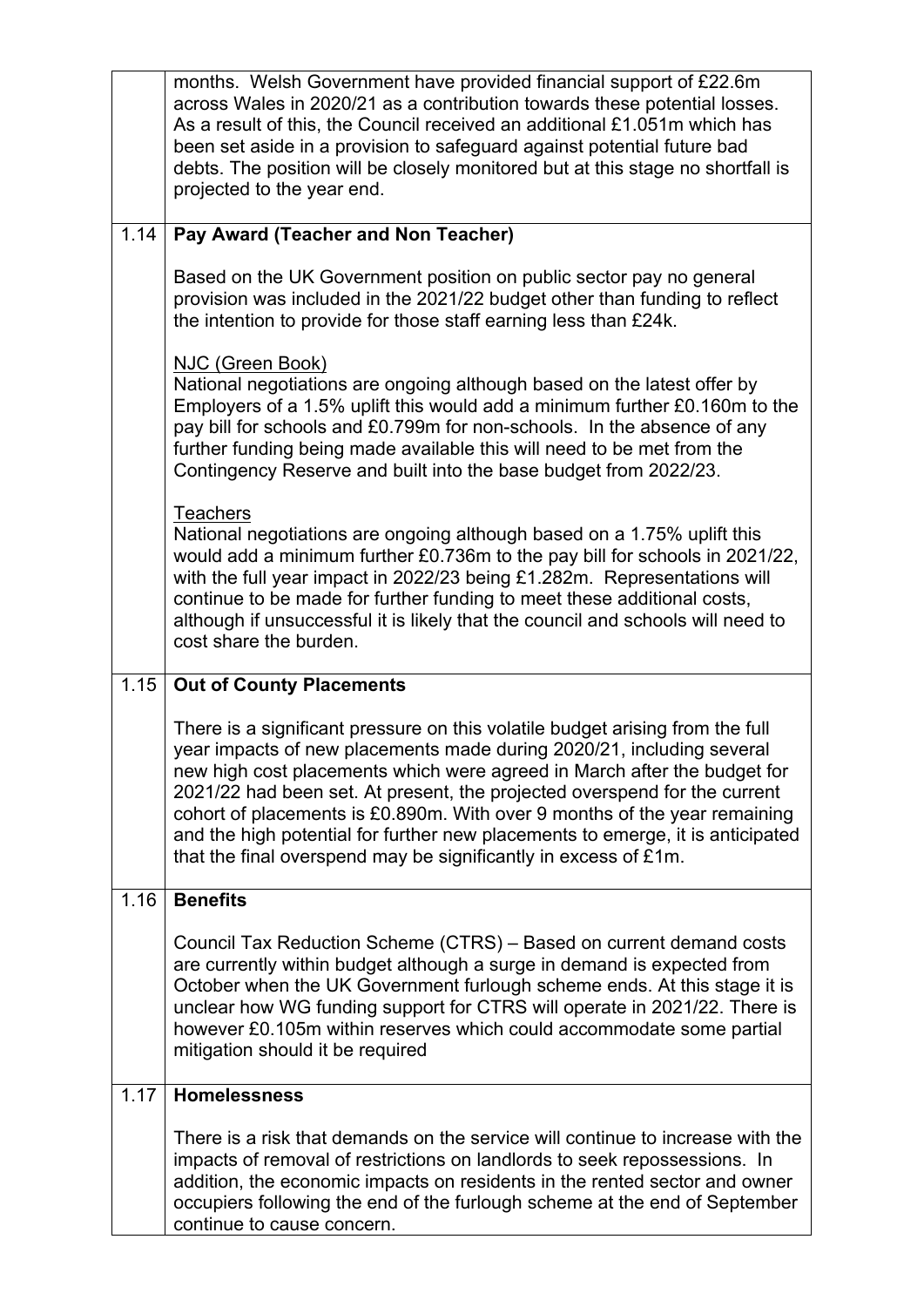|  |  |
|---|---|
|  | months. Welsh Government have provided financial support of £22.6m across Wales in 2020/21 as a contribution towards these potential losses. As a result of this, the Council received an additional £1.051m which has been set aside in a provision to safeguard against potential future bad debts. The position will be closely monitored but at this stage no shortfall is projected to the year end. |
| 1.14 | **Pay Award (Teacher and Non Teacher)**<br><br>Based on the UK Government position on public sector pay no general provision was included in the 2021/22 budget other than funding to reflect the intention to provide for those staff earning less than £24k.<br><br><u>NJC (Green Book)</u><br>National negotiations are ongoing although based on the latest offer by Employers of a 1.5% uplift this would add a minimum further £0.160m to the pay bill for schools and £0.799m for non-schools. In the absence of any further funding being made available this will need to be met from the Contingency Reserve and built into the base budget from 2022/23.<br><br><u>Teachers</u><br>National negotiations are ongoing although based on a 1.75% uplift this would add a minimum further £0.736m to the pay bill for schools in 2021/22, with the full year impact in 2022/23 being £1.282m. Representations will continue to be made for further funding to meet these additional costs, although if unsuccessful it is likely that the council and schools will need to cost share the burden. |
| 1.15 | **Out of County Placements**<br><br>There is a significant pressure on this volatile budget arising from the full year impacts of new placements made during 2020/21, including several new high cost placements which were agreed in March after the budget for 2021/22 had been set. At present, the projected overspend for the current cohort of placements is £0.890m. With over 9 months of the year remaining and the high potential for further new placements to emerge, it is anticipated that the final overspend may be significantly in excess of £1m. |
| 1.16 | **Benefits**<br><br>Council Tax Reduction Scheme (CTRS) – Based on current demand costs are currently within budget although a surge in demand is expected from October when the UK Government furlough scheme ends. At this stage it is unclear how WG funding support for CTRS will operate in 2021/22. There is however £0.105m within reserves which could accommodate some partial mitigation should it be required |
| 1.17 | **Homelessness**<br><br>There is a risk that demands on the service will continue to increase with the impacts of removal of restrictions on landlords to seek repossessions. In addition, the economic impacts on residents in the rented sector and owner occupiers following the end of the furlough scheme at the end of September continue to cause concern. |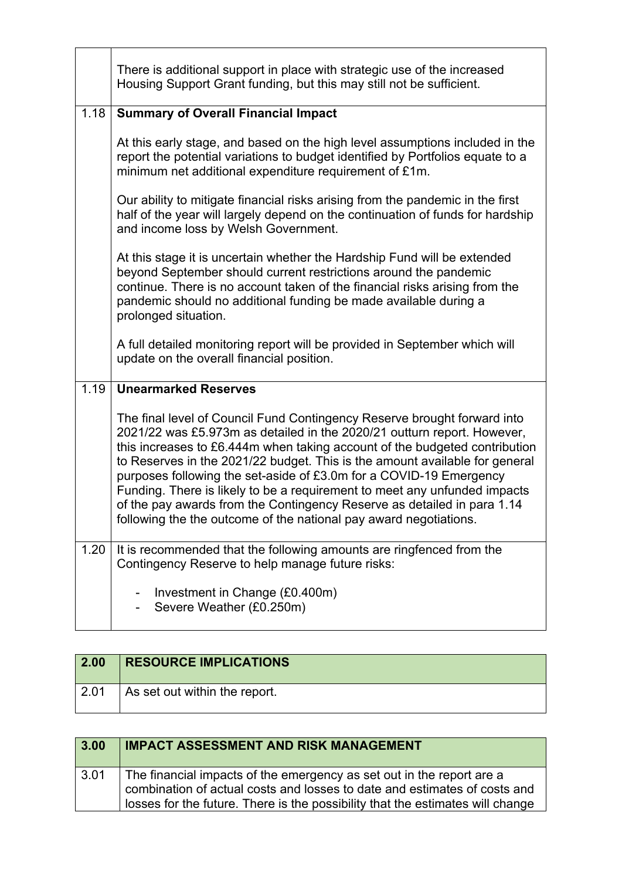| | |
|---|---|
| | There is additional support in place with strategic use of the increased Housing Support Grant funding, but this may still not be sufficient. |
| 1.18 | **Summary of Overall Financial Impact**<br><br>At this early stage, and based on the high level assumptions included in the report the potential variations to budget identified by Portfolios equate to a minimum net additional expenditure requirement of £1m.<br><br>Our ability to mitigate financial risks arising from the pandemic in the first half of the year will largely depend on the continuation of funds for hardship and income loss by Welsh Government.<br><br>At this stage it is uncertain whether the Hardship Fund will be extended beyond September should current restrictions around the pandemic continue. There is no account taken of the financial risks arising from the pandemic should no additional funding be made available during a prolonged situation.<br><br>A full detailed monitoring report will be provided in September which will update on the overall financial position. |
| 1.19 | **Unearmarked Reserves**<br><br>The final level of Council Fund Contingency Reserve brought forward into 2021/22 was £5.973m as detailed in the 2020/21 outturn report. However, this increases to £6.444m when taking account of the budgeted contribution to Reserves in the 2021/22 budget. This is the amount available for general purposes following the set-aside of £3.0m for a COVID-19 Emergency Funding. There is likely to be a requirement to meet any unfunded impacts of the pay awards from the Contingency Reserve as detailed in para 1.14 following the the outcome of the national pay award negotiations. |
| 1.20 | It is recommended that the following amounts are ringfenced from the Contingency Reserve to help manage future risks:<br><br>- Investment in Change (£0.400m)<br>- Severe Weather (£0.250m) |

| 2.00 | RESOURCE IMPLICATIONS |
|---|---|
| 2.01 | As set out within the report. |

| 3.00 | IMPACT ASSESSMENT AND RISK MANAGEMENT |
|---|---|
| 3.01 | The financial impacts of the emergency as set out in the report are a combination of actual costs and losses to date and estimates of costs and losses for the future. There is the possibility that the estimates will change |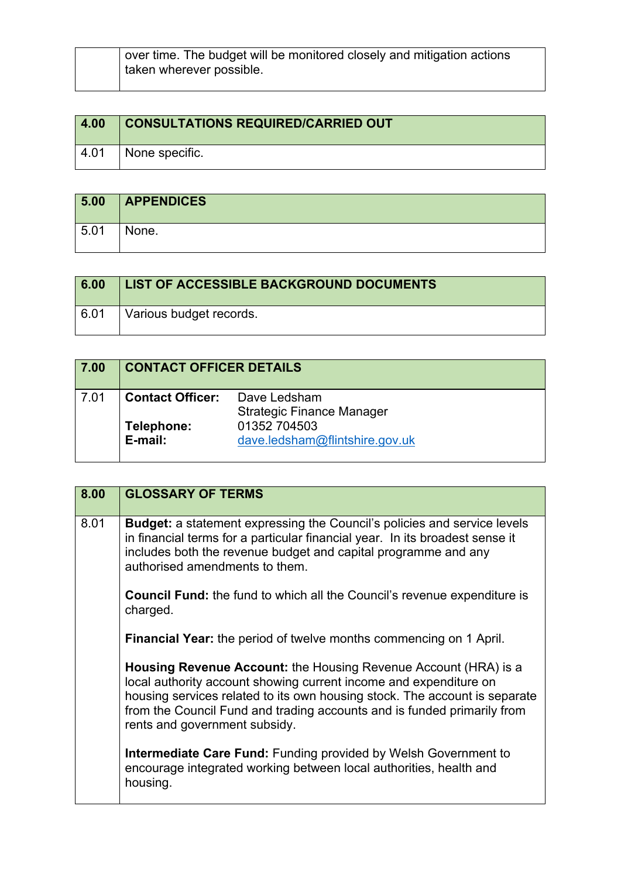| | |
|---|---|
| | over time. The budget will be monitored closely and mitigation actions taken wherever possible. |

| 4.00 | CONSULTATIONS REQUIRED/CARRIED OUT |
|---|---|
| 4.01 | None specific. |

| 5.00 | APPENDICES |
|---|---|
| 5.01 | None. |

| 6.00 | LIST OF ACCESSIBLE BACKGROUND DOCUMENTS |
|---|---|
| 6.01 | Various budget records. |

| 7.00 | CONTACT OFFICER DETAILS |
|---|---|
| 7.01 | **Contact Officer:** Dave Ledsham<br>Strategic Finance Manager<br>**Telephone:** 01352 704503<br>**E-mail:** dave.ledsham@flintshire.gov.uk |

| 8.00 | GLOSSARY OF TERMS |
|---|---|
| 8.01 | **Budget:** a statement expressing the Council's policies and service levels in financial terms for a particular financial year. In its broadest sense it includes both the revenue budget and capital programme and any authorised amendments to them.<br><br>**Council Fund:** the fund to which all the Council's revenue expenditure is charged.<br><br>**Financial Year:** the period of twelve months commencing on 1 April.<br><br>**Housing Revenue Account:** the Housing Revenue Account (HRA) is a local authority account showing current income and expenditure on housing services related to its own housing stock. The account is separate from the Council Fund and trading accounts and is funded primarily from rents and government subsidy.<br><br>**Intermediate Care Fund:** Funding provided by Welsh Government to encourage integrated working between local authorities, health and housing. |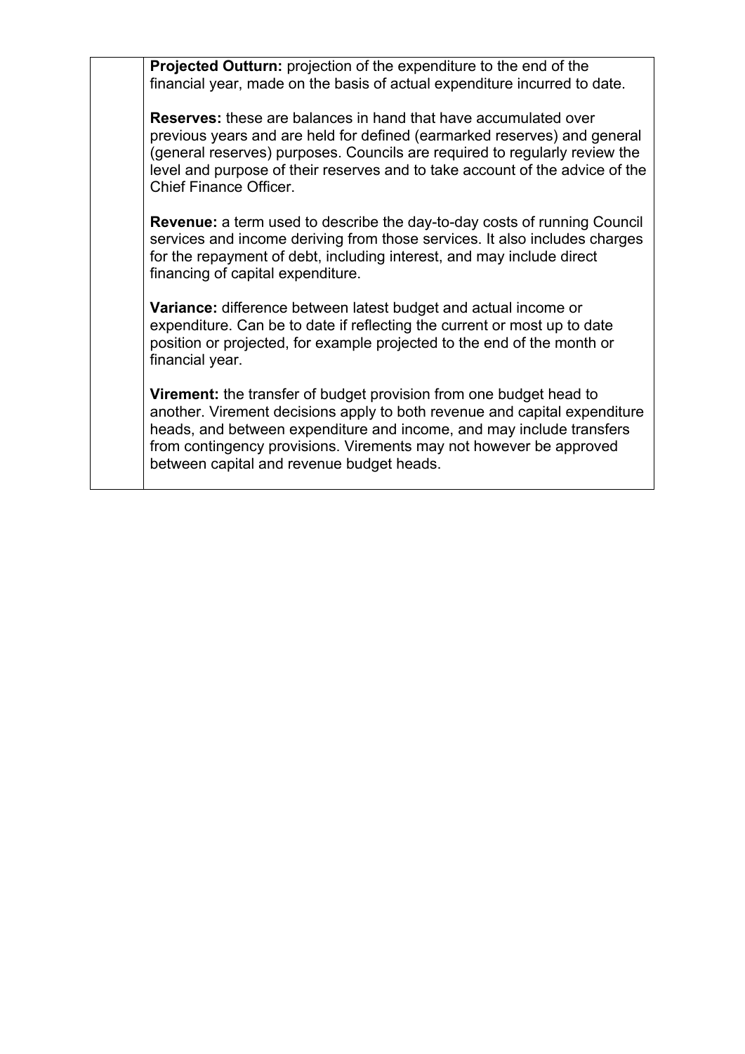**Projected Outturn:** projection of the expenditure to the end of the financial year, made on the basis of actual expenditure incurred to date.

**Reserves:** these are balances in hand that have accumulated over previous years and are held for defined (earmarked reserves) and general (general reserves) purposes. Councils are required to regularly review the level and purpose of their reserves and to take account of the advice of the Chief Finance Officer.

**Revenue:** a term used to describe the day-to-day costs of running Council services and income deriving from those services. It also includes charges for the repayment of debt, including interest, and may include direct financing of capital expenditure.

**Variance:** difference between latest budget and actual income or expenditure. Can be to date if reflecting the current or most up to date position or projected, for example projected to the end of the month or financial year.

**Virement:** the transfer of budget provision from one budget head to another. Virement decisions apply to both revenue and capital expenditure heads, and between expenditure and income, and may include transfers from contingency provisions. Virements may not however be approved between capital and revenue budget heads.